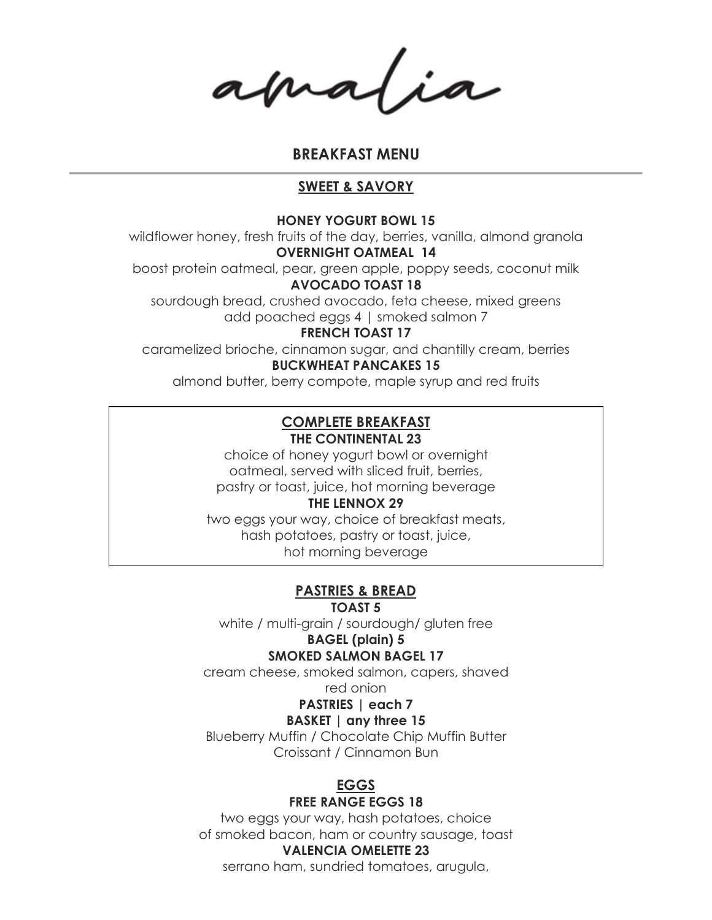# amalia

## BREAKFAST MENU

### SWEET & SAVORY

**HONEY YOGURT BOWL 15**
wildflower honey, fresh fruits of the day, berries, vanilla, almond granola

**OVERNIGHT OATMEAL 14**
boost protein oatmeal, pear, green apple, poppy seeds, coconut milk

**AVOCADO TOAST 18**
sourdough bread, crushed avocado, feta cheese, mixed greens
add poached eggs 4 | smoked salmon 7

**FRENCH TOAST 17**
caramelized brioche, cinnamon sugar, and chantilly cream, berries

**BUCKWHEAT PANCAKES 15**
almond butter, berry compote, maple syrup and red fruits

### COMPLETE BREAKFAST

**THE CONTINENTAL 23**
choice of honey yogurt bowl or overnight oatmeal, served with sliced fruit, berries, pastry or toast, juice, hot morning beverage

**THE LENNOX 29**
two eggs your way, choice of breakfast meats, hash potatoes, pastry or toast, juice, hot morning beverage

### PASTRIES & BREAD

**TOAST 5**
white / multi-grain / sourdough/ gluten free

**BAGEL (plain) 5**

**SMOKED SALMON BAGEL 17**
cream cheese, smoked salmon, capers, shaved red onion

**PASTRIES | each 7**

**BASKET | any three 15**
Blueberry Muffin / Chocolate Chip Muffin Butter Croissant / Cinnamon Bun

### EGGS

**FREE RANGE EGGS 18**
two eggs your way, hash potatoes, choice of smoked bacon, ham or country sausage, toast

**VALENCIA OMELETTE 23**
serrano ham, sundried tomatoes, arugula,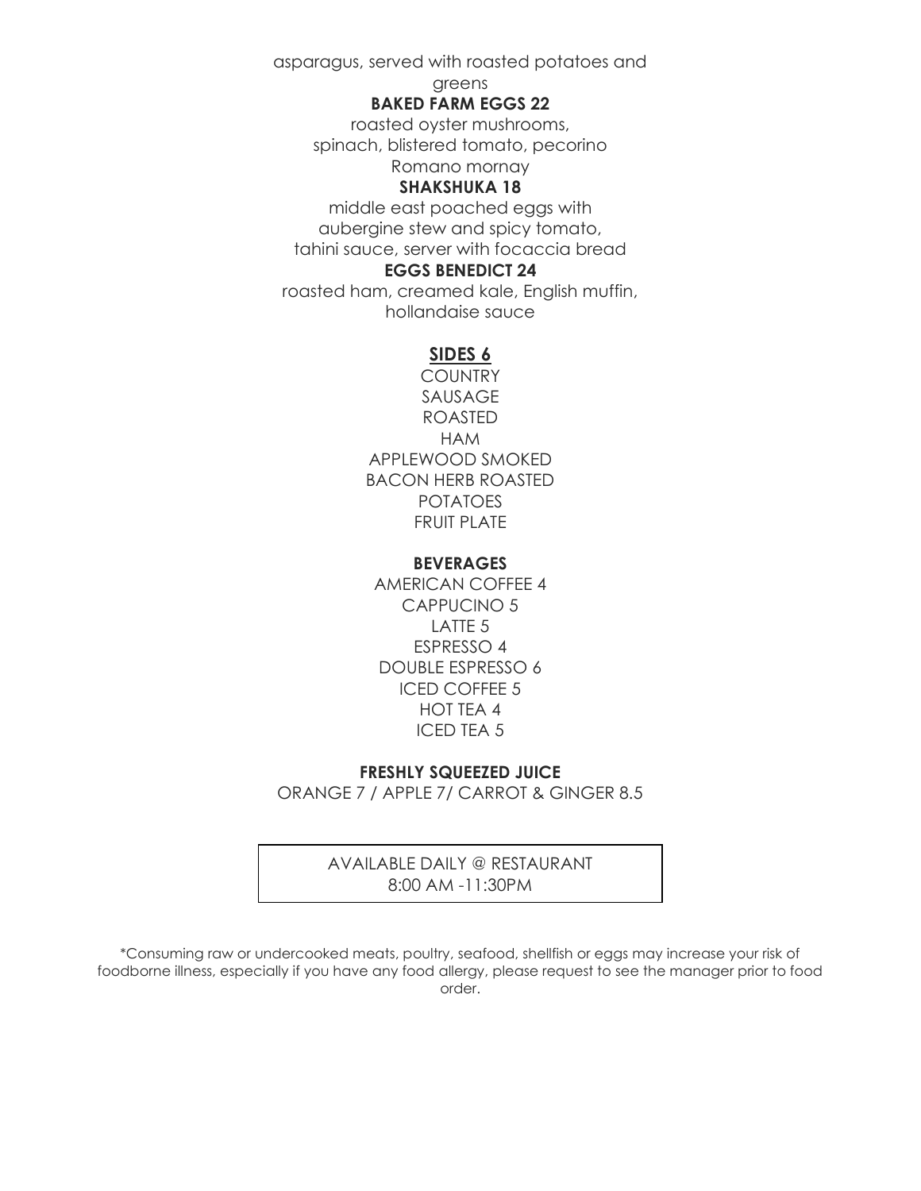asparagus, served with roasted potatoes and greens

**BAKED FARM EGGS 22**

roasted oyster mushrooms, spinach, blistered tomato, pecorino Romano mornay

**SHAKSHUKA 18**

middle east poached eggs with aubergine stew and spicy tomato, tahini sauce, server with focaccia bread

**EGGS BENEDICT 24**

roasted ham, creamed kale, English muffin, hollandaise sauce

## SIDES 6

COUNTRY
SAUSAGE
ROASTED
HAM
APPLEWOOD SMOKED
BACON HERB ROASTED
POTATOES
FRUIT PLATE

## BEVERAGES

AMERICAN COFFEE 4
CAPPUCINO 5
LATTE 5
ESPRESSO 4
DOUBLE ESPRESSO 6
ICED COFFEE 5
HOT TEA 4
ICED TEA 5

## FRESHLY SQUEEZED JUICE

ORANGE 7 / APPLE 7/ CARROT & GINGER 8.5

AVAILABLE DAILY @ RESTAURANT
8:00 AM -11:30PM

*Consuming raw or undercooked meats, poultry, seafood, shellfish or eggs may increase your risk of foodborne illness, especially if you have any food allergy, please request to see the manager prior to food order.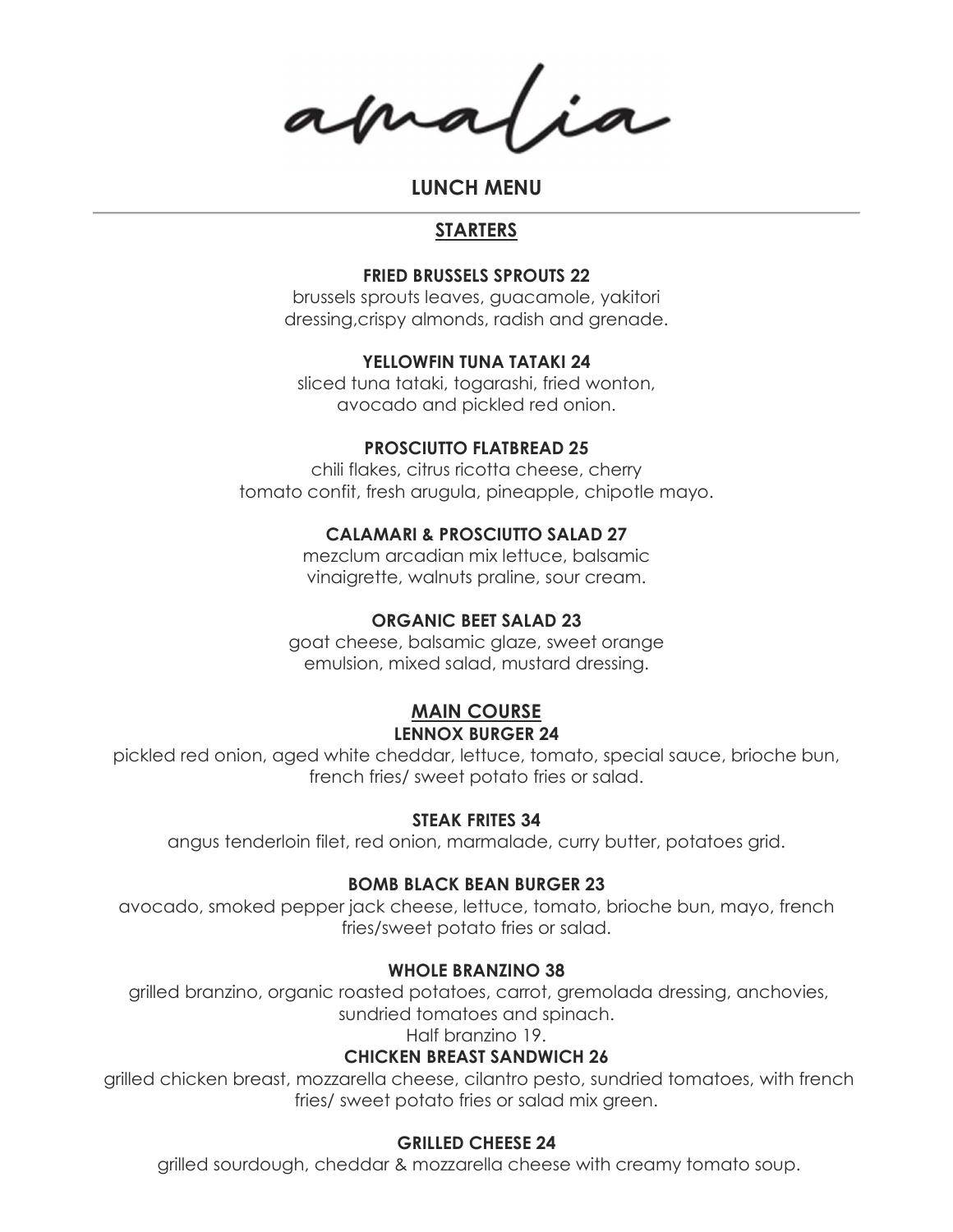# amalia

## LUNCH MENU

### STARTERS

**FRIED BRUSSELS SPROUTS 22**
brussels sprouts leaves, guacamole, yakitori dressing,crispy almonds, radish and grenade.

**YELLOWFIN TUNA TATAKI 24**
sliced tuna tataki, togarashi, fried wonton, avocado and pickled red onion.

**PROSCIUTTO FLATBREAD 25**
chili flakes, citrus ricotta cheese, cherry tomato confit, fresh arugula, pineapple, chipotle mayo.

**CALAMARI & PROSCIUTTO SALAD 27**
mezclum arcadian mix lettuce, balsamic vinaigrette, walnuts praline, sour cream.

**ORGANIC BEET SALAD 23**
goat cheese, balsamic glaze, sweet orange emulsion, mixed salad, mustard dressing.

### MAIN COURSE

**LENNOX BURGER 24**
pickled red onion, aged white cheddar, lettuce, tomato, special sauce, brioche bun, french fries/ sweet potato fries or salad.

**STEAK FRITES 34**
angus tenderloin filet, red onion, marmalade, curry butter, potatoes grid.

**BOMB BLACK BEAN BURGER 23**
avocado, smoked pepper jack cheese, lettuce, tomato, brioche bun, mayo, french fries/sweet potato fries or salad.

**WHOLE BRANZINO 38**
grilled branzino, organic roasted potatoes, carrot, gremolada dressing, anchovies, sundried tomatoes and spinach.
Half branzino 19.

**CHICKEN BREAST SANDWICH 26**
grilled chicken breast, mozzarella cheese, cilantro pesto, sundried tomatoes, with french fries/ sweet potato fries or salad mix green.

**GRILLED CHEESE 24**
grilled sourdough, cheddar & mozzarella cheese with creamy tomato soup.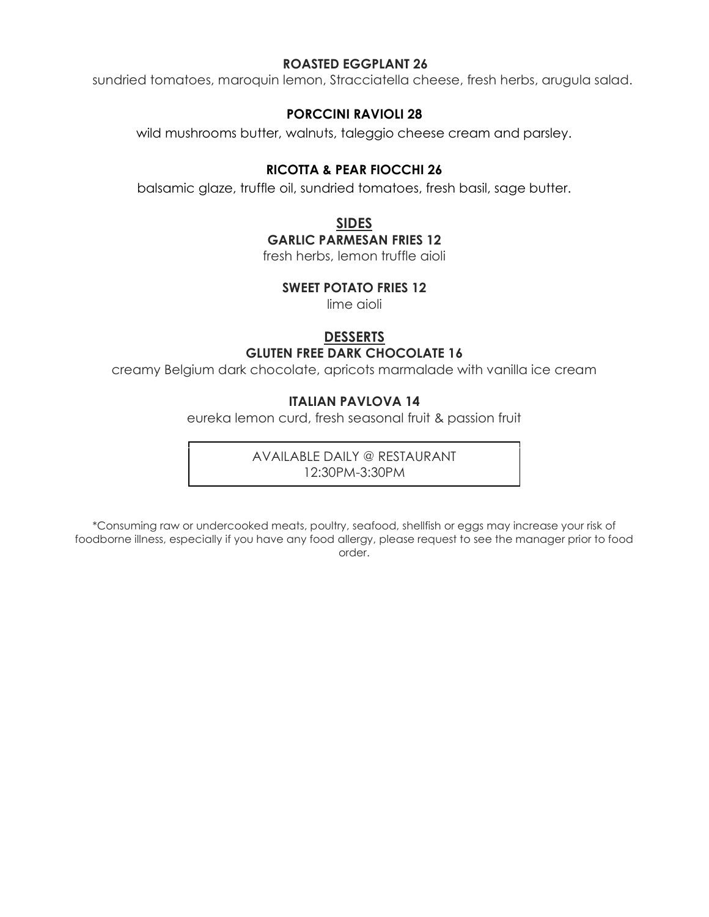**ROASTED EGGPLANT 26**

sundried tomatoes, maroquin lemon, Stracciatella cheese, fresh herbs, arugula salad.

**PORCCINI RAVIOLI 28**

wild mushrooms butter, walnuts, taleggio cheese cream and parsley.

**RICOTTA & PEAR FIOCCHI 26**

balsamic glaze, truffle oil, sundried tomatoes, fresh basil, sage butter.

## SIDES

**GARLIC PARMESAN FRIES 12**

fresh herbs, lemon truffle aioli

**SWEET POTATO FRIES 12**

lime aioli

## DESSERTS

**GLUTEN FREE DARK CHOCOLATE 16**

creamy Belgium dark chocolate, apricots marmalade with vanilla ice cream

**ITALIAN PAVLOVA 14**

eureka lemon curd, fresh seasonal fruit & passion fruit

AVAILABLE DAILY @ RESTAURANT
12:30PM-3:30PM

*Consuming raw or undercooked meats, poultry, seafood, shellfish or eggs may increase your risk of foodborne illness, especially if you have any food allergy, please request to see the manager prior to food order.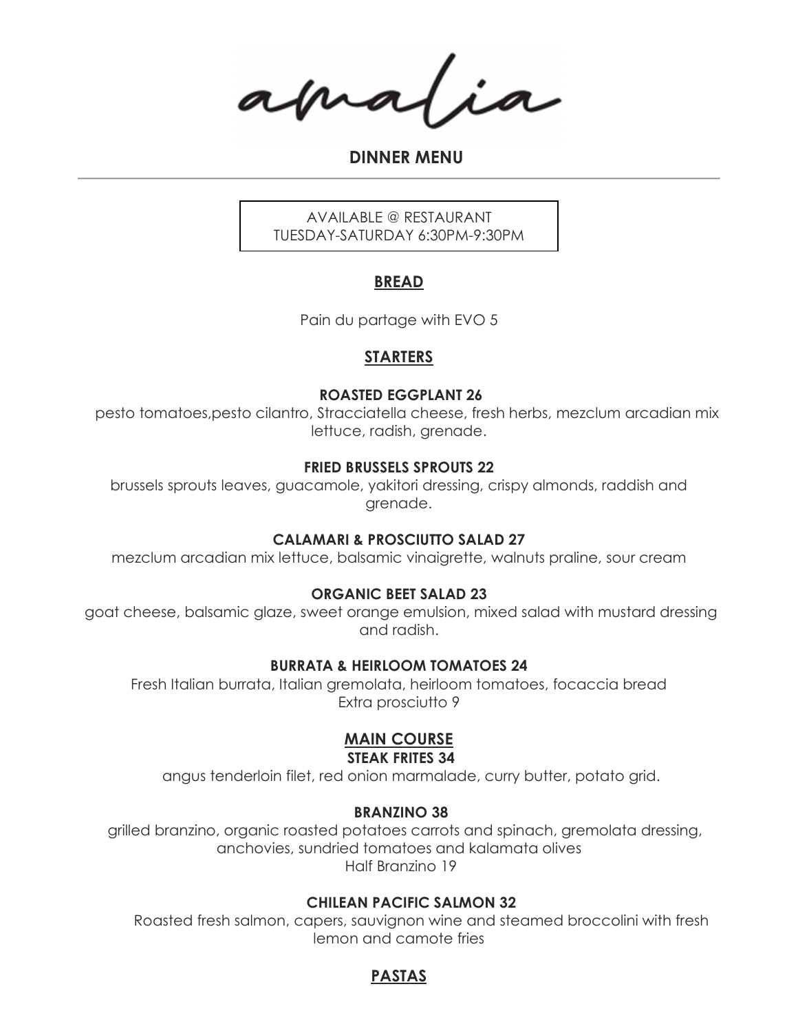# amalia

## DINNER MENU

AVAILABLE @ RESTAURANT
TUESDAY-SATURDAY 6:30PM-9:30PM

## BREAD

Pain du partage with EVO 5

## STARTERS

**ROASTED EGGPLANT 26**
pesto tomatoes,pesto cilantro, Stracciatella cheese, fresh herbs, mezclum arcadian mix lettuce, radish, grenade.

**FRIED BRUSSELS SPROUTS 22**
brussels sprouts leaves, guacamole, yakitori dressing, crispy almonds, raddish and grenade.

**CALAMARI & PROSCIUTTO SALAD 27**
mezclum arcadian mix lettuce, balsamic vinaigrette, walnuts praline, sour cream

**ORGANIC BEET SALAD 23**
goat cheese, balsamic glaze, sweet orange emulsion, mixed salad with mustard dressing and radish.

**BURRATA & HEIRLOOM TOMATOES 24**
Fresh Italian burrata, Italian gremolata, heirloom tomatoes, focaccia bread
Extra prosciutto 9

## MAIN COURSE

**STEAK FRITES 34**
angus tenderloin filet, red onion marmalade, curry butter, potato grid.

**BRANZINO 38**
grilled branzino, organic roasted potatoes carrots and spinach, gremolata dressing, anchovies, sundried tomatoes and kalamata olives
Half Branzino 19

**CHILEAN PACIFIC SALMON 32**
Roasted fresh salmon, capers, sauvignon wine and steamed broccolini with fresh lemon and camote fries

## PASTAS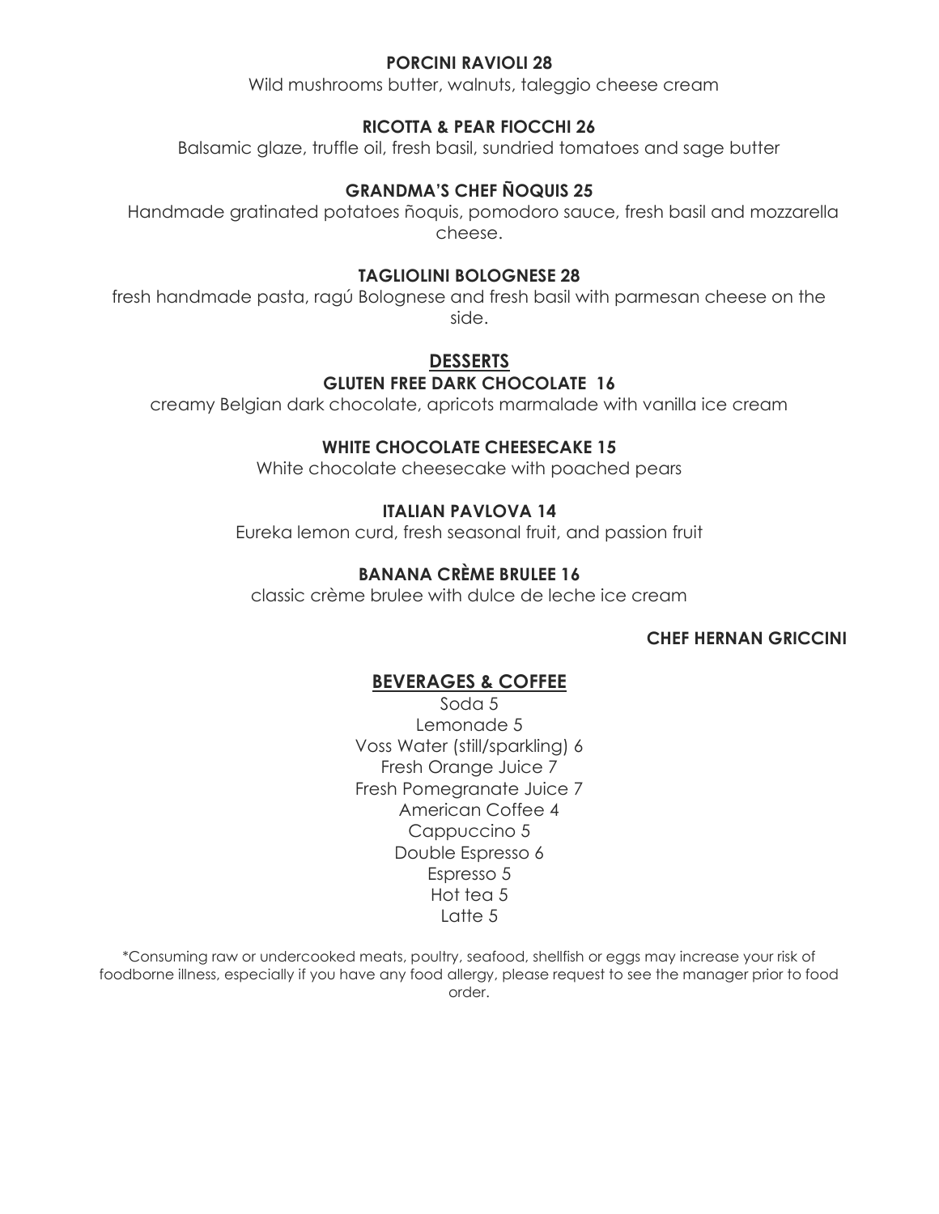**PORCINI RAVIOLI 28**

Wild mushrooms butter, walnuts, taleggio cheese cream

**RICOTTA & PEAR FIOCCHI 26**

Balsamic glaze, truffle oil, fresh basil, sundried tomatoes and sage butter

**GRANDMA'S CHEF ÑOQUIS 25**

Handmade gratinated potatoes ñoquis, pomodoro sauce, fresh basil and mozzarella cheese.

**TAGLIOLINI BOLOGNESE 28**

fresh handmade pasta, ragú Bolognese and fresh basil with parmesan cheese on the side.

## DESSERTS

**GLUTEN FREE DARK CHOCOLATE 16**

creamy Belgian dark chocolate, apricots marmalade with vanilla ice cream

**WHITE CHOCOLATE CHEESECAKE 15**

White chocolate cheesecake with poached pears

**ITALIAN PAVLOVA 14**

Eureka lemon curd, fresh seasonal fruit, and passion fruit

**BANANA CRÈME BRULEE 16**

classic crème brulee with dulce de leche ice cream

**CHEF HERNAN GRICCINI**

## BEVERAGES & COFFEE

Soda 5
Lemonade 5
Voss Water (still/sparkling) 6
Fresh Orange Juice 7
Fresh Pomegranate Juice 7
American Coffee 4
Cappuccino 5
Double Espresso 6
Espresso 5
Hot tea 5
Latte 5

*Consuming raw or undercooked meats, poultry, seafood, shellfish or eggs may increase your risk of foodborne illness, especially if you have any food allergy, please request to see the manager prior to food order.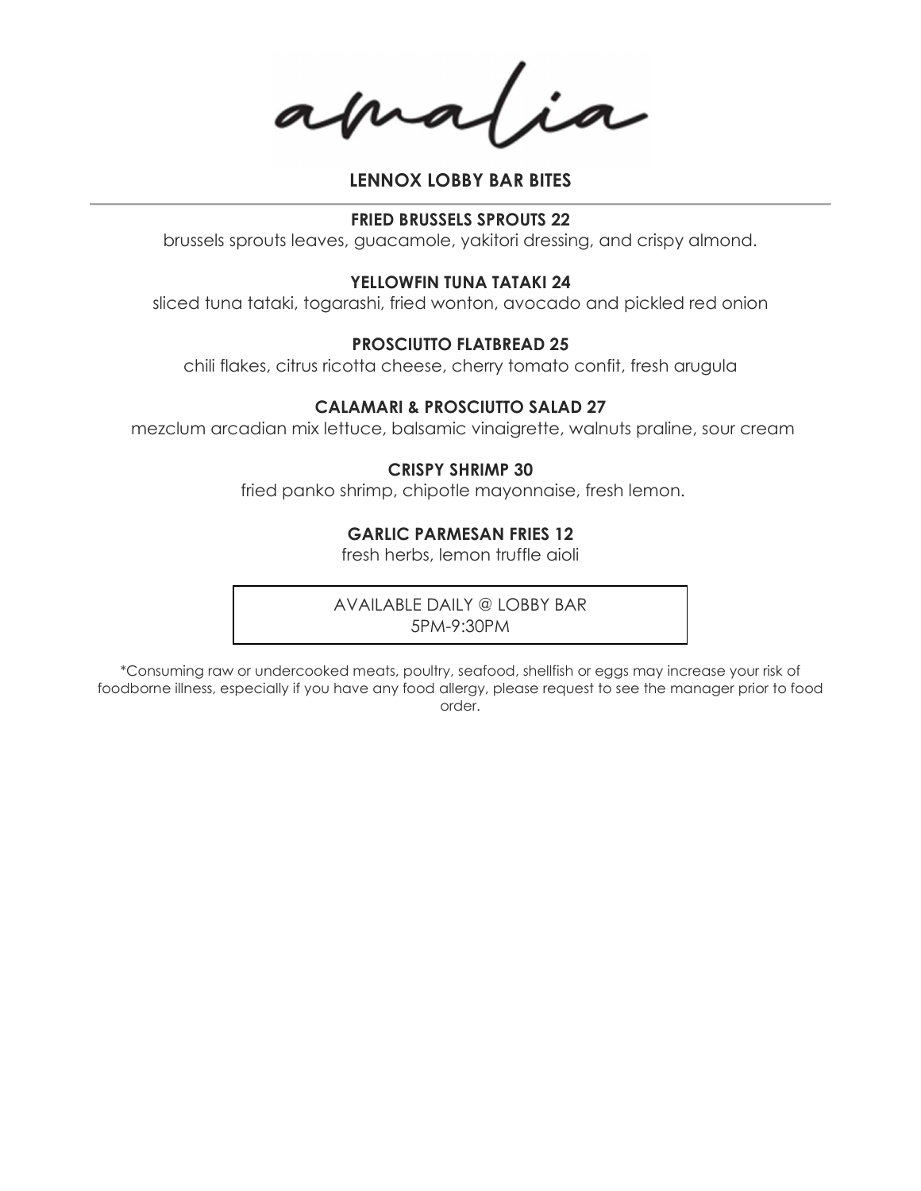# amalia

## LENNOX LOBBY BAR BITES

---

**FRIED BRUSSELS SPROUTS 22**

brussels sprouts leaves, guacamole, yakitori dressing, and crispy almond.

**YELLOWFIN TUNA TATAKI 24**

sliced tuna tataki, togarashi, fried wonton, avocado and pickled red onion

**PROSCIUTTO FLATBREAD 25**

chili flakes, citrus ricotta cheese, cherry tomato confit, fresh arugula

**CALAMARI & PROSCIUTTO SALAD 27**

mezclum arcadian mix lettuce, balsamic vinaigrette, walnuts praline, sour cream

**CRISPY SHRIMP 30**

fried panko shrimp, chipotle mayonnaise, fresh lemon.

**GARLIC PARMESAN FRIES 12**

fresh herbs, lemon truffle aioli

AVAILABLE DAILY @ LOBBY BAR
5PM-9:30PM

*Consuming raw or undercooked meats, poultry, seafood, shellfish or eggs may increase your risk of foodborne illness, especially if you have any food allergy, please request to see the manager prior to food order.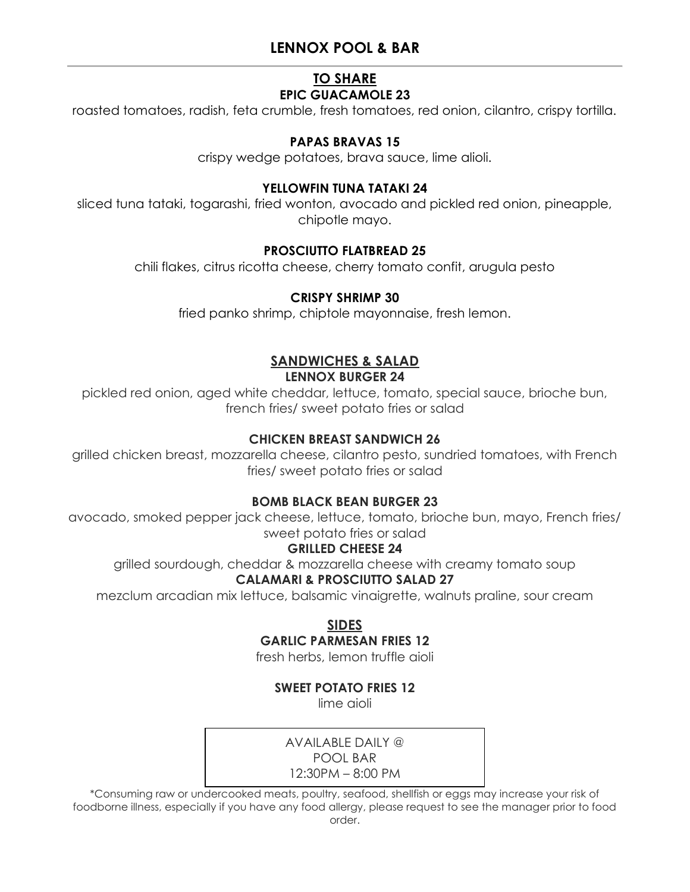# LENNOX POOL & BAR

## TO SHARE

**EPIC GUACAMOLE 23**

roasted tomatoes, radish, feta crumble, fresh tomatoes, red onion, cilantro, crispy tortilla.

**PAPAS BRAVAS 15**

crispy wedge potatoes, brava sauce, lime alioli.

**YELLOWFIN TUNA TATAKI 24**

sliced tuna tataki, togarashi, fried wonton, avocado and pickled red onion, pineapple, chipotle mayo.

**PROSCIUTTO FLATBREAD 25**

chili flakes, citrus ricotta cheese, cherry tomato confit, arugula pesto

**CRISPY SHRIMP 30**

fried panko shrimp, chiptole mayonnaise, fresh lemon.

## SANDWICHES & SALAD

**LENNOX BURGER 24**

pickled red onion, aged white cheddar, lettuce, tomato, special sauce, brioche bun, french fries/ sweet potato fries or salad

**CHICKEN BREAST SANDWICH 26**

grilled chicken breast, mozzarella cheese, cilantro pesto, sundried tomatoes, with French fries/ sweet potato fries or salad

**BOMB BLACK BEAN BURGER 23**

avocado, smoked pepper jack cheese, lettuce, tomato, brioche bun, mayo, French fries/ sweet potato fries or salad

**GRILLED CHEESE 24**

grilled sourdough, cheddar & mozzarella cheese with creamy tomato soup

**CALAMARI & PROSCIUTTO SALAD 27**

mezclum arcadian mix lettuce, balsamic vinaigrette, walnuts praline, sour cream

## SIDES

**GARLIC PARMESAN FRIES 12**

fresh herbs, lemon truffle aioli

**SWEET POTATO FRIES 12**

lime aioli

AVAILABLE DAILY @
POOL BAR
12:30PM – 8:00 PM

*Consuming raw or undercooked meats, poultry, seafood, shellfish or eggs may increase your risk of foodborne illness, especially if you have any food allergy, please request to see the manager prior to food order.